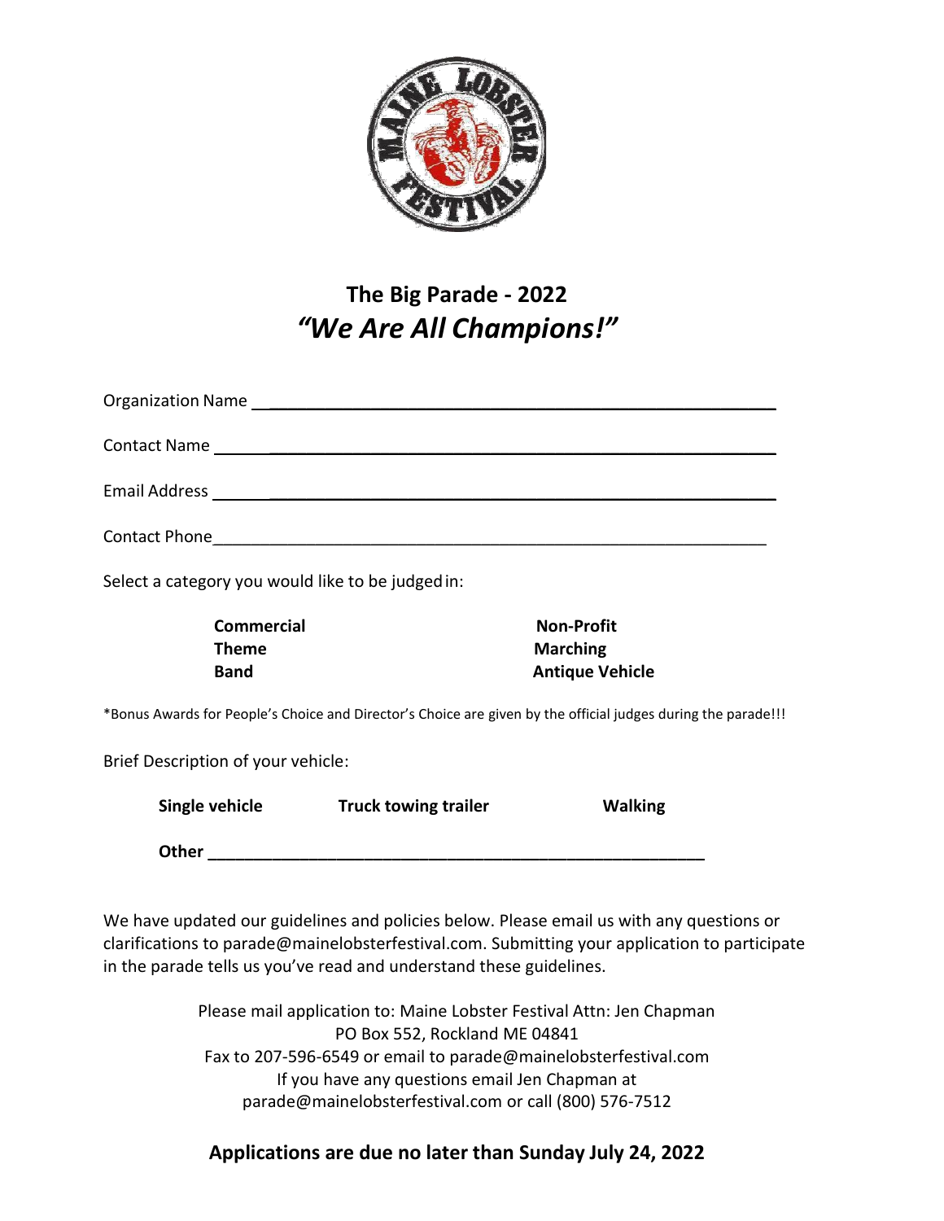# The Big Parade - 2022

## *"We Are All Champions!"*

Organization Name ______________________________________________

Contact Name ______________________________________________

Email Address ______________________________________________

Contact Phone______________________________________________

Select a category you would like to be judged in:

**Commercial**
**Theme**
**Band**
**Non-Profit**
**Marching**
**Antique Vehicle**

*Bonus Awards for People's Choice and Director's Choice are given by the official judges during the parade!!!

Brief Description of your vehicle:

**Single vehicle** **Truck towing trailer** **Walking**

**Other** ______________________________________________

We have updated our guidelines and policies below. Please email us with any questions or clarifications to parade@mainelobsterfestival.com. Submitting your application to participate in the parade tells us you've read and understand these guidelines.

Please mail application to: Maine Lobster Festival Attn: Jen Chapman
PO Box 552, Rockland ME 04841
Fax to 207-596-6549 or email to parade@mainelobsterfestival.com
If you have any questions email Jen Chapman at
parade@mainelobsterfestival.com or call (800) 576-7512

**Applications are due no later than Sunday July 24, 2022**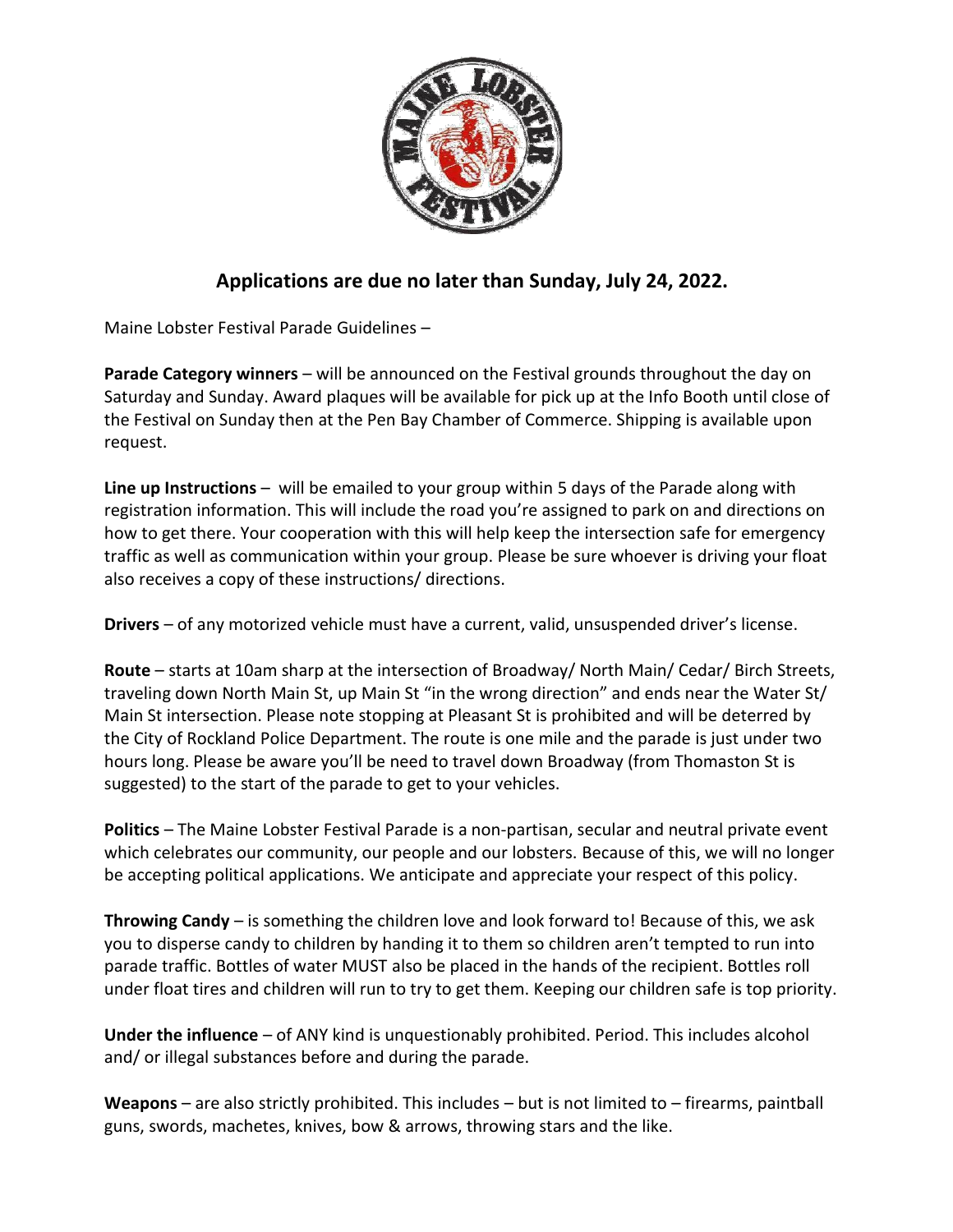## Applications are due no later than Sunday, July 24, 2022.

Maine Lobster Festival Parade Guidelines –

**Parade Category winners** – will be announced on the Festival grounds throughout the day on Saturday and Sunday. Award plaques will be available for pick up at the Info Booth until close of the Festival on Sunday then at the Pen Bay Chamber of Commerce. Shipping is available upon request.

**Line up Instructions** – will be emailed to your group within 5 days of the Parade along with registration information. This will include the road you're assigned to park on and directions on how to get there. Your cooperation with this will help keep the intersection safe for emergency traffic as well as communication within your group. Please be sure whoever is driving your float also receives a copy of these instructions/ directions.

**Drivers** – of any motorized vehicle must have a current, valid, unsuspended driver's license.

**Route** – starts at 10am sharp at the intersection of Broadway/ North Main/ Cedar/ Birch Streets, traveling down North Main St, up Main St "in the wrong direction" and ends near the Water St/ Main St intersection. Please note stopping at Pleasant St is prohibited and will be deterred by the City of Rockland Police Department. The route is one mile and the parade is just under two hours long. Please be aware you'll be need to travel down Broadway (from Thomaston St is suggested) to the start of the parade to get to your vehicles.

**Politics** – The Maine Lobster Festival Parade is a non-partisan, secular and neutral private event which celebrates our community, our people and our lobsters. Because of this, we will no longer be accepting political applications. We anticipate and appreciate your respect of this policy.

**Throwing Candy** – is something the children love and look forward to! Because of this, we ask you to disperse candy to children by handing it to them so children aren't tempted to run into parade traffic. Bottles of water MUST also be placed in the hands of the recipient. Bottles roll under float tires and children will run to try to get them. Keeping our children safe is top priority.

**Under the influence** – of ANY kind is unquestionably prohibited. Period. This includes alcohol and/ or illegal substances before and during the parade.

**Weapons** – are also strictly prohibited. This includes – but is not limited to – firearms, paintball guns, swords, machetes, knives, bow & arrows, throwing stars and the like.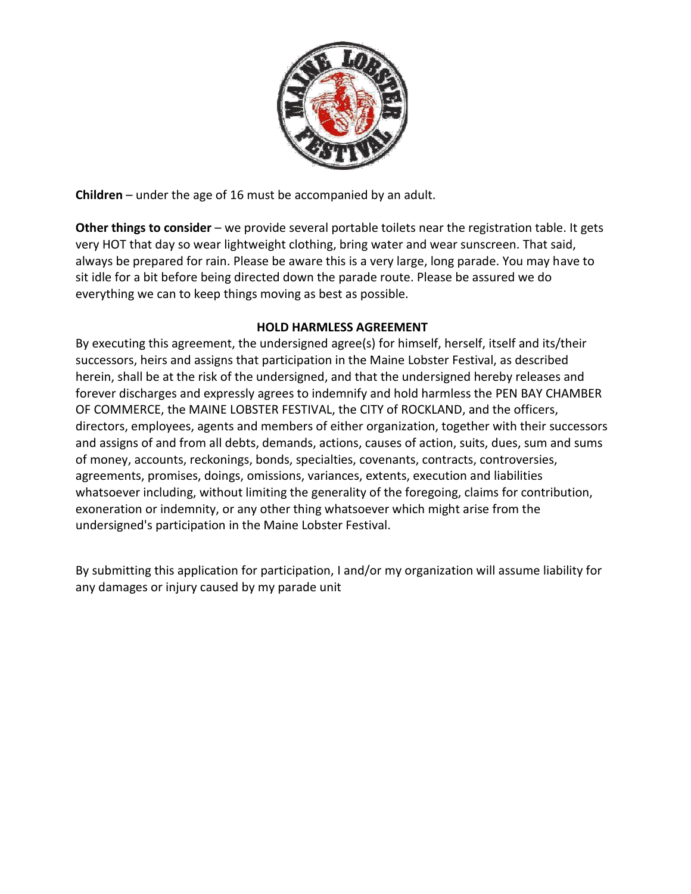**Children** – under the age of 16 must be accompanied by an adult.

**Other things to consider** – we provide several portable toilets near the registration table. It gets very HOT that day so wear lightweight clothing, bring water and wear sunscreen. That said, always be prepared for rain. Please be aware this is a very large, long parade. You may have to sit idle for a bit before being directed down the parade route. Please be assured we do everything we can to keep things moving as best as possible.

**HOLD HARMLESS AGREEMENT**

By executing this agreement, the undersigned agree(s) for himself, herself, itself and its/their successors, heirs and assigns that participation in the Maine Lobster Festival, as described herein, shall be at the risk of the undersigned, and that the undersigned hereby releases and forever discharges and expressly agrees to indemnify and hold harmless the PEN BAY CHAMBER OF COMMERCE, the MAINE LOBSTER FESTIVAL, the CITY of ROCKLAND, and the officers, directors, employees, agents and members of either organization, together with their successors and assigns of and from all debts, demands, actions, causes of action, suits, dues, sum and sums of money, accounts, reckonings, bonds, specialties, covenants, contracts, controversies, agreements, promises, doings, omissions, variances, extents, execution and liabilities whatsoever including, without limiting the generality of the foregoing, claims for contribution, exoneration or indemnity, or any other thing whatsoever which might arise from the undersigned's participation in the Maine Lobster Festival.

By submitting this application for participation, I and/or my organization will assume liability for any damages or injury caused by my parade unit